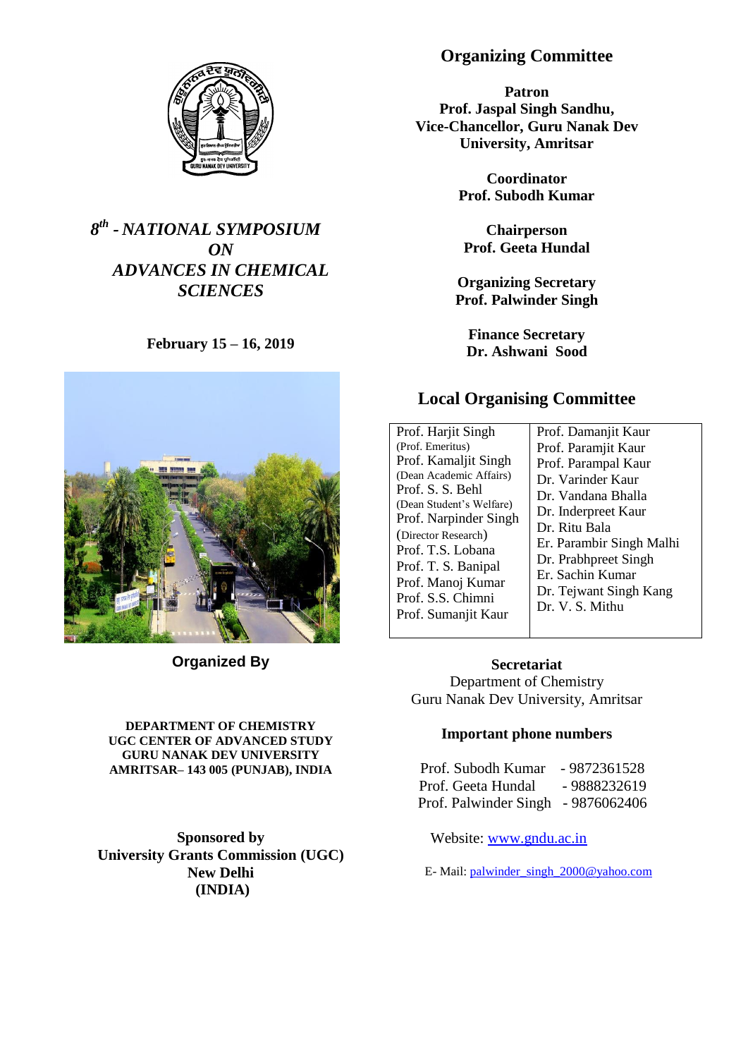# 8th - NATIONAL SYMPOSIUM ON ADVANCES IN CHEMICAL SCIENCES

**February 15 – 16, 2019**

**Organized By**

**DEPARTMENT OF CHEMISTRY**
**UGC CENTER OF ADVANCED STUDY**
**GURU NANAK DEV UNIVERSITY**
**AMRITSAR– 143 005 (PUNJAB), INDIA**

**Sponsored by**
**University Grants Commission (UGC)**
**New Delhi**
**(INDIA)**

## Organizing Committee

**Patron**
**Prof. Jaspal Singh Sandhu,**
**Vice-Chancellor, Guru Nanak Dev University, Amritsar**

**Coordinator**
**Prof. Subodh Kumar**

**Chairperson**
**Prof. Geeta Hundal**

**Organizing Secretary**
**Prof. Palwinder Singh**

**Finance Secretary**
**Dr. Ashwani Sood**

## Local Organising Committee

| | |
|---|---|
| Prof. Harjit Singh (Prof. Emeritus) | Prof. Damanjit Kaur |
| Prof. Kamaljit Singh (Dean Academic Affairs) | Prof. Paramjit Kaur |
| Prof. S. S. Behl (Dean Student's Welfare) | Prof. Parampal Kaur |
| Prof. Narpinder Singh (Director Research) | Dr. Varinder Kaur |
| Prof. T.S. Lobana | Dr. Vandana Bhalla |
| Prof. T. S. Banipal | Dr. Inderpreet Kaur |
| Prof. Manoj Kumar | Dr. Ritu Bala |
| Prof. S.S. Chimni | Er. Parambir Singh Malhi |
| Prof. Sumanjit Kaur | Dr. Prabhpreet Singh |
| | Er. Sachin Kumar |
| | Dr. Tejwant Singh Kang |
| | Dr. V. S. Mithu |

**Secretariat**
Department of Chemistry
Guru Nanak Dev University, Amritsar

**Important phone numbers**

Prof. Subodh Kumar - 9872361528
Prof. Geeta Hundal - 9888232619
Prof. Palwinder Singh - 9876062406

Website: www.gndu.ac.in

E- Mail: palwinder_singh_2000@yahoo.com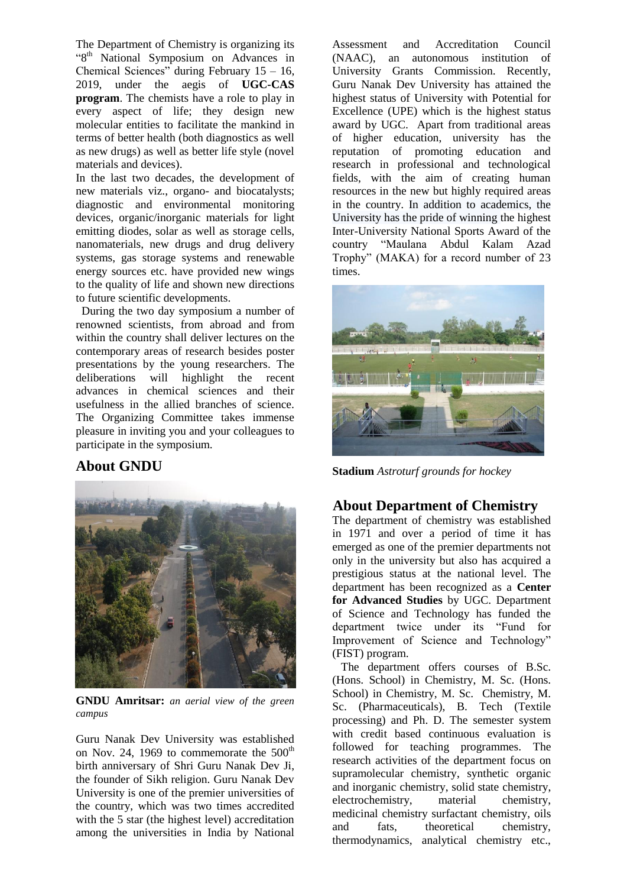The Department of Chemistry is organizing its "8th National Symposium on Advances in Chemical Sciences" during February 15 – 16, 2019, under the aegis of **UGC-CAS program**. The chemists have a role to play in every aspect of life; they design new molecular entities to facilitate the mankind in terms of better health (both diagnostics as well as new drugs) as well as better life style (novel materials and devices).

In the last two decades, the development of new materials viz., organo- and biocatalysts; diagnostic and environmental monitoring devices, organic/inorganic materials for light emitting diodes, solar as well as storage cells, nanomaterials, new drugs and drug delivery systems, gas storage systems and renewable energy sources etc. have provided new wings to the quality of life and shown new directions to future scientific developments.

During the two day symposium a number of renowned scientists, from abroad and from within the country shall deliver lectures on the contemporary areas of research besides poster presentations by the young researchers. The deliberations will highlight the recent advances in chemical sciences and their usefulness in the allied branches of science. The Organizing Committee takes immense pleasure in inviting you and your colleagues to participate in the symposium.

## About GNDU

**GNDU Amritsar:** *an aerial view of the green campus*

Guru Nanak Dev University was established on Nov. 24, 1969 to commemorate the 500th birth anniversary of Shri Guru Nanak Dev Ji, the founder of Sikh religion. Guru Nanak Dev University is one of the premier universities of the country, which was two times accredited with the 5 star (the highest level) accreditation among the universities in India by National Assessment and Accreditation Council (NAAC), an autonomous institution of University Grants Commission. Recently, Guru Nanak Dev University has attained the highest status of University with Potential for Excellence (UPE) which is the highest status award by UGC. Apart from traditional areas of higher education, university has the reputation of promoting education and research in professional and technological fields, with the aim of creating human resources in the new but highly required areas in the country. In addition to academics, the University has the pride of winning the highest Inter-University National Sports Award of the country "Maulana Abdul Kalam Azad Trophy" (MAKA) for a record number of 23 times.

**Stadium** *Astroturf grounds for hockey*

## About Department of Chemistry

The department of chemistry was established in 1971 and over a period of time it has emerged as one of the premier departments not only in the university but also has acquired a prestigious status at the national level. The department has been recognized as a **Center for Advanced Studies** by UGC. Department of Science and Technology has funded the department twice under its "Fund for Improvement of Science and Technology" (FIST) program.

The department offers courses of B.Sc. (Hons. School) in Chemistry, M. Sc. (Hons. School) in Chemistry, M. Sc. Chemistry, M. Sc. (Pharmaceuticals), B. Tech (Textile processing) and Ph. D. The semester system with credit based continuous evaluation is followed for teaching programmes. The research activities of the department focus on supramolecular chemistry, synthetic organic and inorganic chemistry, solid state chemistry, electrochemistry, material chemistry, medicinal chemistry surfactant chemistry, oils and fats, theoretical chemistry, thermodynamics, analytical chemistry etc.,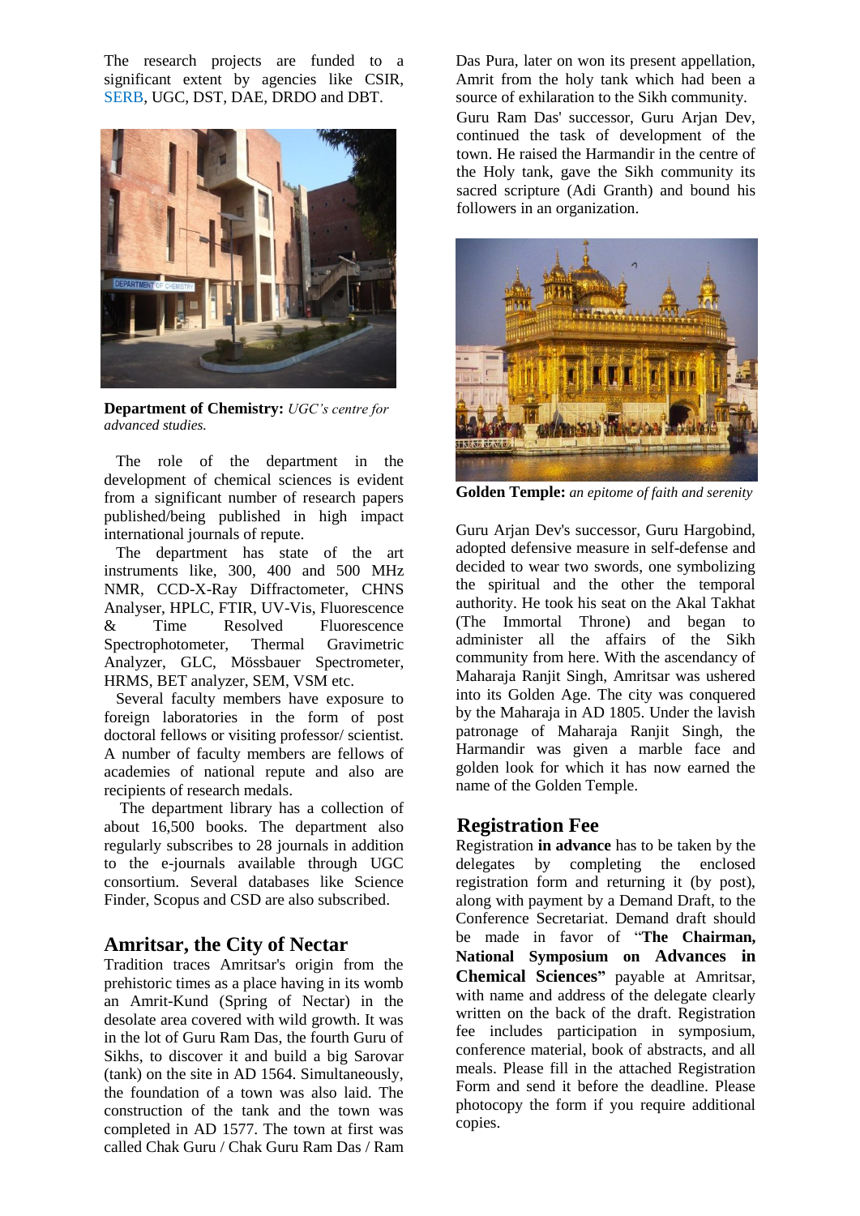The research projects are funded to a significant extent by agencies like CSIR, SERB, UGC, DST, DAE, DRDO and DBT.

**Department of Chemistry:** *UGC's centre for advanced studies.*

The role of the department in the development of chemical sciences is evident from a significant number of research papers published/being published in high impact international journals of repute.

The department has state of the art instruments like, 300, 400 and 500 MHz NMR, CCD-X-Ray Diffractometer, CHNS Analyser, HPLC, FTIR, UV-Vis, Fluorescence & Time Resolved Fluorescence Spectrophotometer, Thermal Gravimetric Analyzer, GLC, Mössbauer Spectrometer, HRMS, BET analyzer, SEM, VSM etc.

Several faculty members have exposure to foreign laboratories in the form of post doctoral fellows or visiting professor/ scientist. A number of faculty members are fellows of academies of national repute and also are recipients of research medals.

The department library has a collection of about 16,500 books. The department also regularly subscribes to 28 journals in addition to the e-journals available through UGC consortium. Several databases like Science Finder, Scopus and CSD are also subscribed.

## Amritsar, the City of Nectar

Tradition traces Amritsar's origin from the prehistoric times as a place having in its womb an Amrit-Kund (Spring of Nectar) in the desolate area covered with wild growth. It was in the lot of Guru Ram Das, the fourth Guru of Sikhs, to discover it and build a big Sarovar (tank) on the site in AD 1564. Simultaneously, the foundation of a town was also laid. The construction of the tank and the town was completed in AD 1577. The town at first was called Chak Guru / Chak Guru Ram Das / Ram Das Pura, later on won its present appellation, Amrit from the holy tank which had been a source of exhilaration to the Sikh community.

Guru Ram Das' successor, Guru Arjan Dev, continued the task of development of the town. He raised the Harmandir in the centre of the Holy tank, gave the Sikh community its sacred scripture (Adi Granth) and bound his followers in an organization.

**Golden Temple:** *an epitome of faith and serenity*

Guru Arjan Dev's successor, Guru Hargobind, adopted defensive measure in self-defense and decided to wear two swords, one symbolizing the spiritual and the other the temporal authority. He took his seat on the Akal Takhat (The Immortal Throne) and began to administer all the affairs of the Sikh community from here. With the ascendancy of Maharaja Ranjit Singh, Amritsar was ushered into its Golden Age. The city was conquered by the Maharaja in AD 1805. Under the lavish patronage of Maharaja Ranjit Singh, the Harmandir was given a marble face and golden look for which it has now earned the name of the Golden Temple.

## Registration Fee

Registration **in advance** has to be taken by the delegates by completing the enclosed registration form and returning it (by post), along with payment by a Demand Draft, to the Conference Secretariat. Demand draft should be made in favor of "**The Chairman, National Symposium on Advances in Chemical Sciences"** payable at Amritsar, with name and address of the delegate clearly written on the back of the draft. Registration fee includes participation in symposium, conference material, book of abstracts, and all meals. Please fill in the attached Registration Form and send it before the deadline. Please photocopy the form if you require additional copies.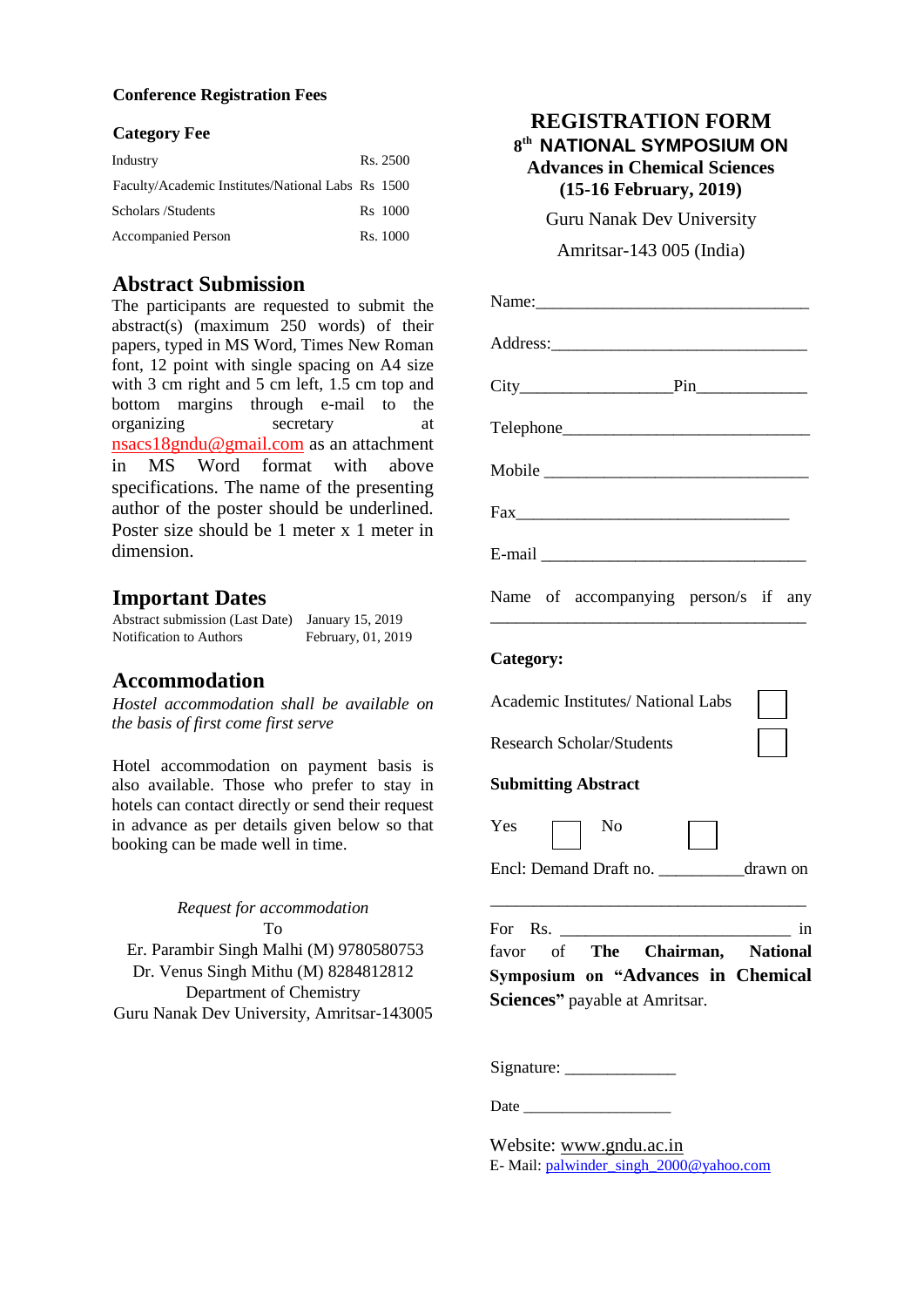**Conference Registration Fees**

| Category | Fee |
|---|---|
| Industry | Rs. 2500 |
| Faculty/Academic Institutes/National Labs | Rs 1500 |
| Scholars /Students | Rs 1000 |
| Accompanied Person | Rs. 1000 |

## Abstract Submission

The participants are requested to submit the abstract(s) (maximum 250 words) of their papers, typed in MS Word, Times New Roman font, 12 point with single spacing on A4 size with 3 cm right and 5 cm left, 1.5 cm top and bottom margins through e-mail to the organizing secretary at nsacs18gndu@gmail.com as an attachment in MS Word format with above specifications. The name of the presenting author of the poster should be underlined. Poster size should be 1 meter x 1 meter in dimension.

## Important Dates

| | |
|---|---|
| Abstract submission (Last Date) | January 15, 2019 |
| Notification to Authors | February, 01, 2019 |

## Accommodation

*Hostel accommodation shall be available on the basis of first come first serve*

Hotel accommodation on payment basis is also available. Those who prefer to stay in hotels can contact directly or send their request in advance as per details given below so that booking can be made well in time.

*Request for accommodation*
To
Er. Parambir Singh Malhi (M) 9780580753
Dr. Venus Singh Mithu (M) 8284812812
Department of Chemistry
Guru Nanak Dev University, Amritsar-143005

# REGISTRATION FORM

## 8th NATIONAL SYMPOSIUM ON Advances in Chemical Sciences (15-16 February, 2019)

Guru Nanak Dev University

Amritsar-143 005 (India)

Name:_______________________________

Address:_____________________________

City_________________Pin____________

Telephone____________________________

Mobile ______________________________

Fax_________________________________

E-mail ______________________________

Name of accompanying person/s if any
_____________________________________

**Category:**

Academic Institutes/ National Labs ☐

Research Scholar/Students ☐

**Submitting Abstract**

Yes ☐ No ☐

Encl: Demand Draft no. __________drawn on
_____________________________________

For Rs. __________________________ in favor of **The Chairman, National Symposium on "Advances in Chemical Sciences"** payable at Amritsar.

Signature: _____________

Date __________________

Website: www.gndu.ac.in
E- Mail: palwinder_singh_2000@yahoo.com